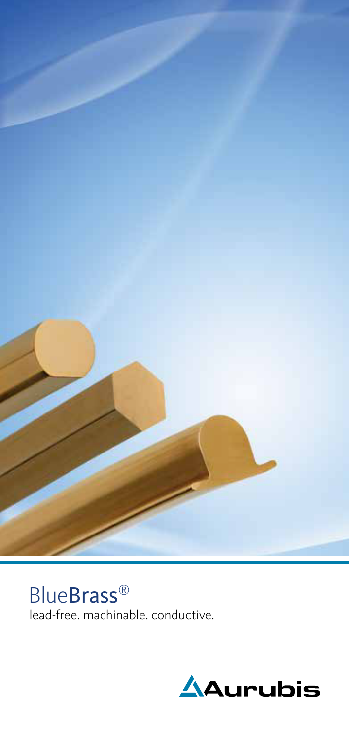# BlueBrass®

lead-free. machinable. conductive.

Aurubis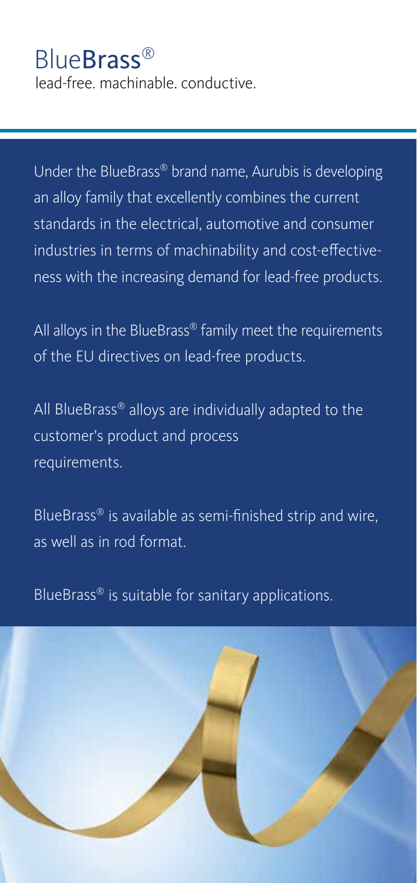# BlueBrass®

lead-free. machinable. conductive.

Under the BlueBrass® brand name, Aurubis is developing an alloy family that excellently combines the current standards in the electrical, automotive and consumer industries in terms of machinability and cost-effectiveness with the increasing demand for lead-free products.

All alloys in the BlueBrass® family meet the requirements of the EU directives on lead-free products.

All BlueBrass® alloys are individually adapted to the customer's product and process requirements.

BlueBrass® is available as semi-finished strip and wire, as well as in rod format.

BlueBrass® is suitable for sanitary applications.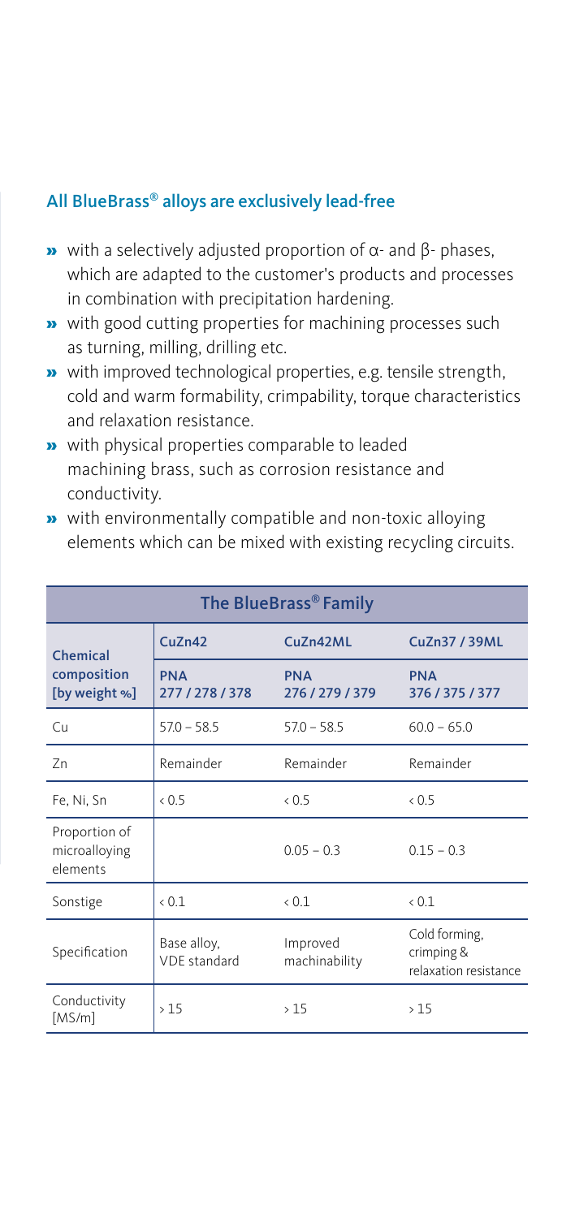## All BlueBrass® alloys are exclusively lead-free

- with a selectively adjusted proportion of α- and β- phases, which are adapted to the customer's products and processes in combination with precipitation hardening.
- with good cutting properties for machining processes such as turning, milling, drilling etc.
- with improved technological properties, e.g. tensile strength, cold and warm formability, crimpability, torque characteristics and relaxation resistance.
- with physical properties comparable to leaded machining brass, such as corrosion resistance and conductivity.
- with environmentally compatible and non-toxic alloying elements which can be mixed with existing recycling circuits.

| The BlueBrass® Family | | | |
|---|---|---|---|
| Chemical composition [by weight %] | CuZn42<br>**PNA 277 / 278 / 378** | CuZn42ML<br>**PNA 276 / 279 / 379** | CuZn37 / 39ML<br>**PNA 376 / 375 / 377** |
| Cu | 57.0 – 58.5 | 57.0 – 58.5 | 60.0 – 65.0 |
| Zn | Remainder | Remainder | Remainder |
| Fe, Ni, Sn | < 0.5 | < 0.5 | < 0.5 |
| Proportion of microalloying elements | | 0.05 – 0.3 | 0.15 – 0.3 |
| Sonstige | < 0.1 | < 0.1 | < 0.1 |
| Specification | Base alloy, VDE standard | Improved machinability | Cold forming, crimping & relaxation resistance |
| Conductivity [MS/m] | > 15 | > 15 | > 15 |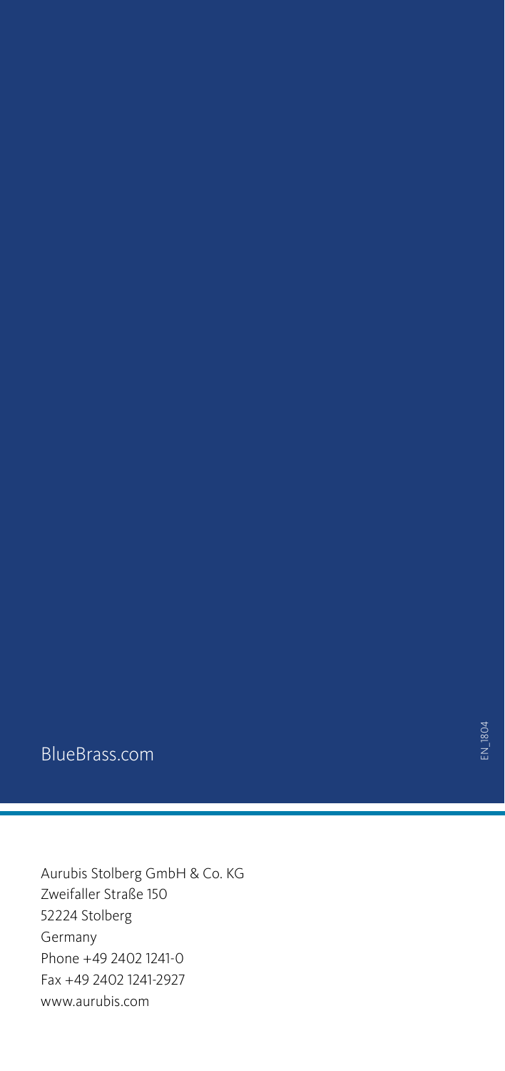BlueBrass.com

EN_1804

Aurubis Stolberg GmbH & Co. KG
Zweifaller Straße 150
52224 Stolberg
Germany
Phone +49 2402 1241-0
Fax +49 2402 1241-2927
www.aurubis.com